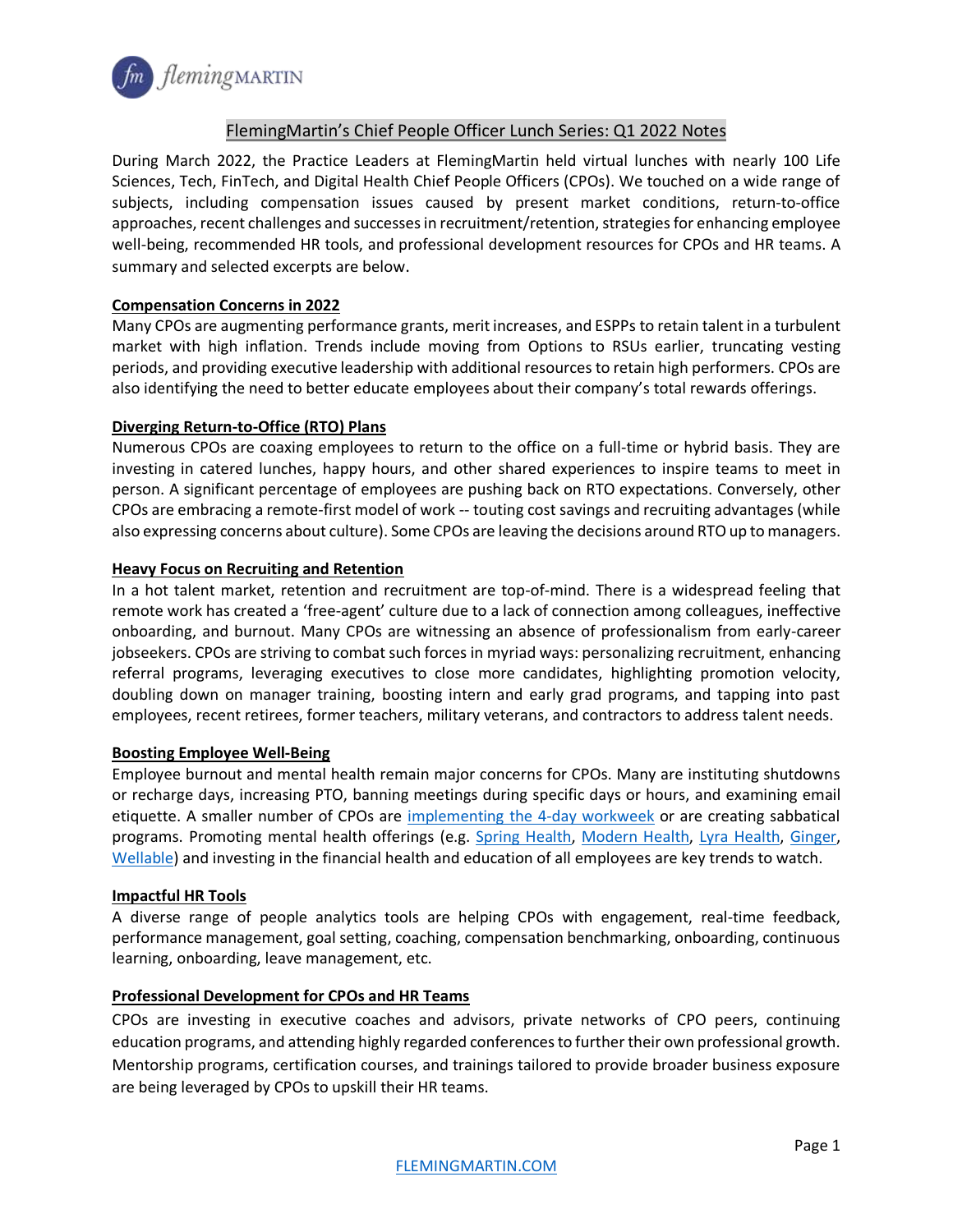# FlemingMartin's Chief People Officer Lunch Series: Q1 2022 Notes

During March 2022, the Practice Leaders at FlemingMartin held virtual lunches with nearly 100 Life Sciences, Tech, FinTech, and Digital Health Chief People Officers (CPOs). We touched on a wide range of subjects, including compensation issues caused by present market conditions, return-to-office approaches, recent challenges and successes in recruitment/retention, strategies for enhancing employee well-being, recommended HR tools, and professional development resources for CPOs and HR teams. A summary and selected excerpts are below.

## Compensation Concerns in 2022

Many CPOs are augmenting performance grants, merit increases, and ESPPs to retain talent in a turbulent market with high inflation. Trends include moving from Options to RSUs earlier, truncating vesting periods, and providing executive leadership with additional resources to retain high performers. CPOs are also identifying the need to better educate employees about their company's total rewards offerings.

## Diverging Return-to-Office (RTO) Plans

Numerous CPOs are coaxing employees to return to the office on a full-time or hybrid basis. They are investing in catered lunches, happy hours, and other shared experiences to inspire teams to meet in person. A significant percentage of employees are pushing back on RTO expectations. Conversely, other CPOs are embracing a remote-first model of work -- touting cost savings and recruiting advantages (while also expressing concerns about culture). Some CPOs are leaving the decisions around RTO up to managers.

## Heavy Focus on Recruiting and Retention

In a hot talent market, retention and recruitment are top-of-mind. There is a widespread feeling that remote work has created a 'free-agent' culture due to a lack of connection among colleagues, ineffective onboarding, and burnout. Many CPOs are witnessing an absence of professionalism from early-career jobseekers. CPOs are striving to combat such forces in myriad ways: personalizing recruitment, enhancing referral programs, leveraging executives to close more candidates, highlighting promotion velocity, doubling down on manager training, boosting intern and early grad programs, and tapping into past employees, recent retirees, former teachers, military veterans, and contractors to address talent needs.

## Boosting Employee Well-Being

Employee burnout and mental health remain major concerns for CPOs. Many are instituting shutdowns or recharge days, increasing PTO, banning meetings during specific days or hours, and examining email etiquette. A smaller number of CPOs are implementing the 4-day workweek or are creating sabbatical programs. Promoting mental health offerings (e.g. Spring Health, Modern Health, Lyra Health, Ginger, Wellable) and investing in the financial health and education of all employees are key trends to watch.

## Impactful HR Tools

A diverse range of people analytics tools are helping CPOs with engagement, real-time feedback, performance management, goal setting, coaching, compensation benchmarking, onboarding, continuous learning, onboarding, leave management, etc.

## Professional Development for CPOs and HR Teams

CPOs are investing in executive coaches and advisors, private networks of CPO peers, continuing education programs, and attending highly regarded conferences to further their own professional growth. Mentorship programs, certification courses, and trainings tailored to provide broader business exposure are being leveraged by CPOs to upskill their HR teams.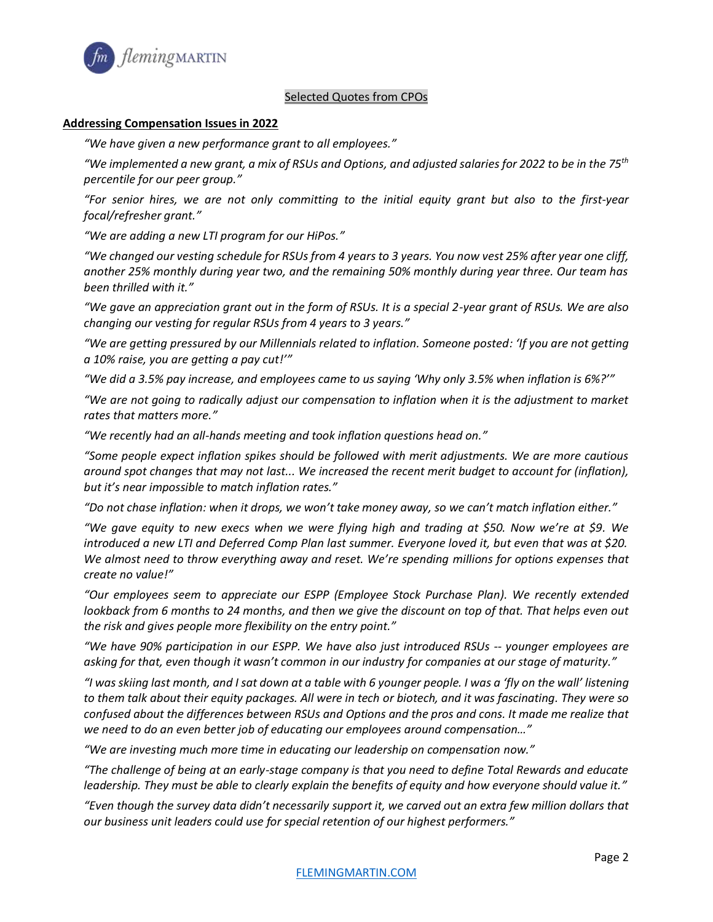Selected Quotes from CPOs

**Addressing Compensation Issues in 2022**

*"We have given a new performance grant to all employees."*

*"We implemented a new grant, a mix of RSUs and Options, and adjusted salaries for 2022 to be in the 75th percentile for our peer group."*

*"For senior hires, we are not only committing to the initial equity grant but also to the first-year focal/refresher grant."*

*"We are adding a new LTI program for our HiPos."*

*"We changed our vesting schedule for RSUs from 4 years to 3 years. You now vest 25% after year one cliff, another 25% monthly during year two, and the remaining 50% monthly during year three. Our team has been thrilled with it."*

*"We gave an appreciation grant out in the form of RSUs. It is a special 2-year grant of RSUs. We are also changing our vesting for regular RSUs from 4 years to 3 years."*

*"We are getting pressured by our Millennials related to inflation. Someone posted: 'If you are not getting a 10% raise, you are getting a pay cut!'"*

*"We did a 3.5% pay increase, and employees came to us saying 'Why only 3.5% when inflation is 6%?'"*

*"We are not going to radically adjust our compensation to inflation when it is the adjustment to market rates that matters more."*

*"We recently had an all-hands meeting and took inflation questions head on."*

*"Some people expect inflation spikes should be followed with merit adjustments. We are more cautious around spot changes that may not last... We increased the recent merit budget to account for (inflation), but it's near impossible to match inflation rates."*

*"Do not chase inflation: when it drops, we won't take money away, so we can't match inflation either."*

*"We gave equity to new execs when we were flying high and trading at $50. Now we're at $9. We introduced a new LTI and Deferred Comp Plan last summer. Everyone loved it, but even that was at $20. We almost need to throw everything away and reset. We're spending millions for options expenses that create no value!"*

*"Our employees seem to appreciate our ESPP (Employee Stock Purchase Plan). We recently extended lookback from 6 months to 24 months, and then we give the discount on top of that. That helps even out the risk and gives people more flexibility on the entry point."*

*"We have 90% participation in our ESPP. We have also just introduced RSUs -- younger employees are asking for that, even though it wasn't common in our industry for companies at our stage of maturity."*

*"I was skiing last month, and I sat down at a table with 6 younger people. I was a 'fly on the wall' listening to them talk about their equity packages. All were in tech or biotech, and it was fascinating. They were so confused about the differences between RSUs and Options and the pros and cons. It made me realize that we need to do an even better job of educating our employees around compensation…"*

*"We are investing much more time in educating our leadership on compensation now."*

*"The challenge of being at an early-stage company is that you need to define Total Rewards and educate leadership. They must be able to clearly explain the benefits of equity and how everyone should value it."*

*"Even though the survey data didn't necessarily support it, we carved out an extra few million dollars that our business unit leaders could use for special retention of our highest performers."*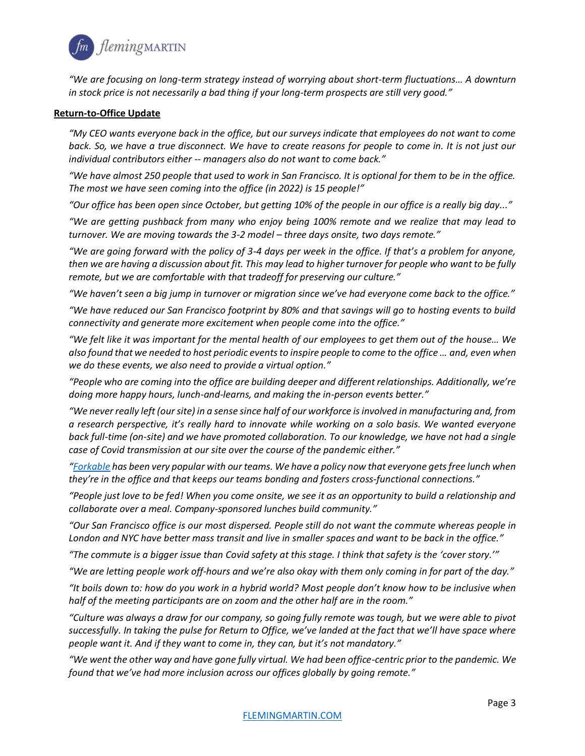*"We are focusing on long-term strategy instead of worrying about short-term fluctuations… A downturn in stock price is not necessarily a bad thing if your long-term prospects are still very good."*

**Return-to-Office Update**

*"My CEO wants everyone back in the office, but our surveys indicate that employees do not want to come back. So, we have a true disconnect. We have to create reasons for people to come in. It is not just our individual contributors either -- managers also do not want to come back."*

*"We have almost 250 people that used to work in San Francisco. It is optional for them to be in the office. The most we have seen coming into the office (in 2022) is 15 people!"*

*"Our office has been open since October, but getting 10% of the people in our office is a really big day..."*

*"We are getting pushback from many who enjoy being 100% remote and we realize that may lead to turnover. We are moving towards the 3-2 model – three days onsite, two days remote."*

*"We are going forward with the policy of 3-4 days per week in the office. If that's a problem for anyone, then we are having a discussion about fit. This may lead to higher turnover for people who want to be fully remote, but we are comfortable with that tradeoff for preserving our culture."*

*"We haven't seen a big jump in turnover or migration since we've had everyone come back to the office."*

*"We have reduced our San Francisco footprint by 80% and that savings will go to hosting events to build connectivity and generate more excitement when people come into the office."*

*"We felt like it was important for the mental health of our employees to get them out of the house… We also found that we needed to host periodic events to inspire people to come to the office … and, even when we do these events, we also need to provide a virtual option."*

*"People who are coming into the office are building deeper and different relationships. Additionally, we're doing more happy hours, lunch-and-learns, and making the in-person events better."*

*"We never really left (our site) in a sense since half of our workforce is involved in manufacturing and, from a research perspective, it's really hard to innovate while working on a solo basis. We wanted everyone back full-time (on-site) and we have promoted collaboration. To our knowledge, we have not had a single case of Covid transmission at our site over the course of the pandemic either."*

*"Forkable has been very popular with our teams. We have a policy now that everyone gets free lunch when they're in the office and that keeps our teams bonding and fosters cross-functional connections."*

*"People just love to be fed! When you come onsite, we see it as an opportunity to build a relationship and collaborate over a meal. Company-sponsored lunches build community."*

*"Our San Francisco office is our most dispersed. People still do not want the commute whereas people in London and NYC have better mass transit and live in smaller spaces and want to be back in the office."*

*"The commute is a bigger issue than Covid safety at this stage. I think that safety is the 'cover story.'"*

*"We are letting people work off-hours and we're also okay with them only coming in for part of the day."*

*"It boils down to: how do you work in a hybrid world? Most people don't know how to be inclusive when half of the meeting participants are on zoom and the other half are in the room."*

*"Culture was always a draw for our company, so going fully remote was tough, but we were able to pivot successfully. In taking the pulse for Return to Office, we've landed at the fact that we'll have space where people want it. And if they want to come in, they can, but it's not mandatory."*

*"We went the other way and have gone fully virtual. We had been office-centric prior to the pandemic. We found that we've had more inclusion across our offices globally by going remote."*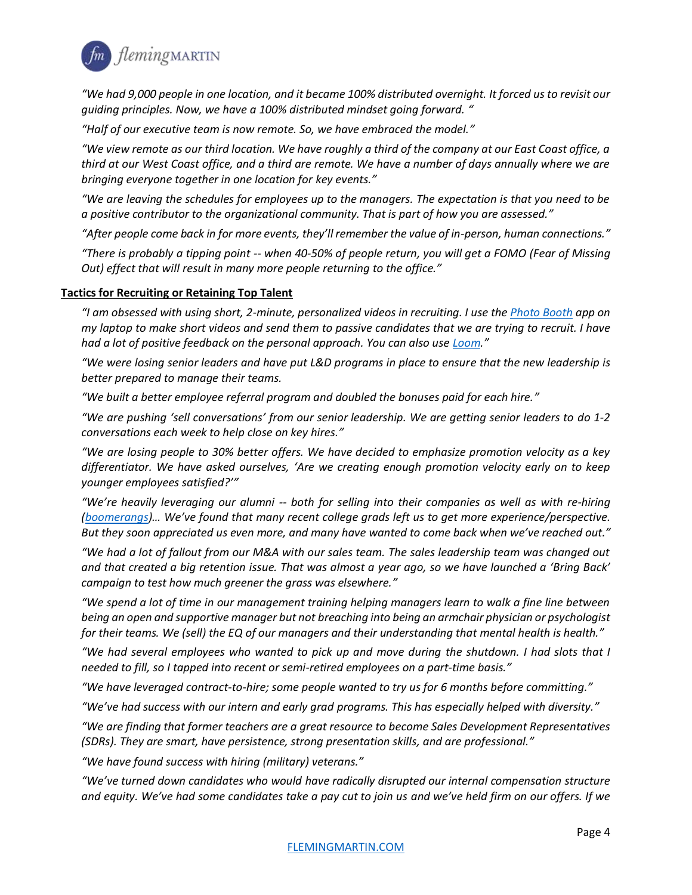*"We had 9,000 people in one location, and it became 100% distributed overnight. It forced us to revisit our guiding principles. Now, we have a 100% distributed mindset going forward. "*

*"Half of our executive team is now remote. So, we have embraced the model."*

*"We view remote as our third location. We have roughly a third of the company at our East Coast office, a third at our West Coast office, and a third are remote. We have a number of days annually where we are bringing everyone together in one location for key events."*

*"We are leaving the schedules for employees up to the managers. The expectation is that you need to be a positive contributor to the organizational community. That is part of how you are assessed."*

*"After people come back in for more events, they'll remember the value of in-person, human connections."*

*"There is probably a tipping point -- when 40-50% of people return, you will get a FOMO (Fear of Missing Out) effect that will result in many more people returning to the office."*

**Tactics for Recruiting or Retaining Top Talent**

*"I am obsessed with using short, 2-minute, personalized videos in recruiting. I use the Photo Booth app on my laptop to make short videos and send them to passive candidates that we are trying to recruit. I have had a lot of positive feedback on the personal approach. You can also use Loom."*

*"We were losing senior leaders and have put L&D programs in place to ensure that the new leadership is better prepared to manage their teams.*

*"We built a better employee referral program and doubled the bonuses paid for each hire."*

*"We are pushing 'sell conversations' from our senior leadership. We are getting senior leaders to do 1-2 conversations each week to help close on key hires."*

*"We are losing people to 30% better offers. We have decided to emphasize promotion velocity as a key differentiator. We have asked ourselves, 'Are we creating enough promotion velocity early on to keep younger employees satisfied?'"*

*"We're heavily leveraging our alumni -- both for selling into their companies as well as with re-hiring (boomerangs)… We've found that many recent college grads left us to get more experience/perspective. But they soon appreciated us even more, and many have wanted to come back when we've reached out."*

*"We had a lot of fallout from our M&A with our sales team. The sales leadership team was changed out and that created a big retention issue. That was almost a year ago, so we have launched a 'Bring Back' campaign to test how much greener the grass was elsewhere."*

*"We spend a lot of time in our management training helping managers learn to walk a fine line between being an open and supportive manager but not breaching into being an armchair physician or psychologist for their teams. We (sell) the EQ of our managers and their understanding that mental health is health."*

*"We had several employees who wanted to pick up and move during the shutdown. I had slots that I needed to fill, so I tapped into recent or semi-retired employees on a part-time basis."*

*"We have leveraged contract-to-hire; some people wanted to try us for 6 months before committing."*

*"We've had success with our intern and early grad programs. This has especially helped with diversity."*

*"We are finding that former teachers are a great resource to become Sales Development Representatives (SDRs). They are smart, have persistence, strong presentation skills, and are professional."*

*"We have found success with hiring (military) veterans."*

*"We've turned down candidates who would have radically disrupted our internal compensation structure and equity. We've had some candidates take a pay cut to join us and we've held firm on our offers. If we*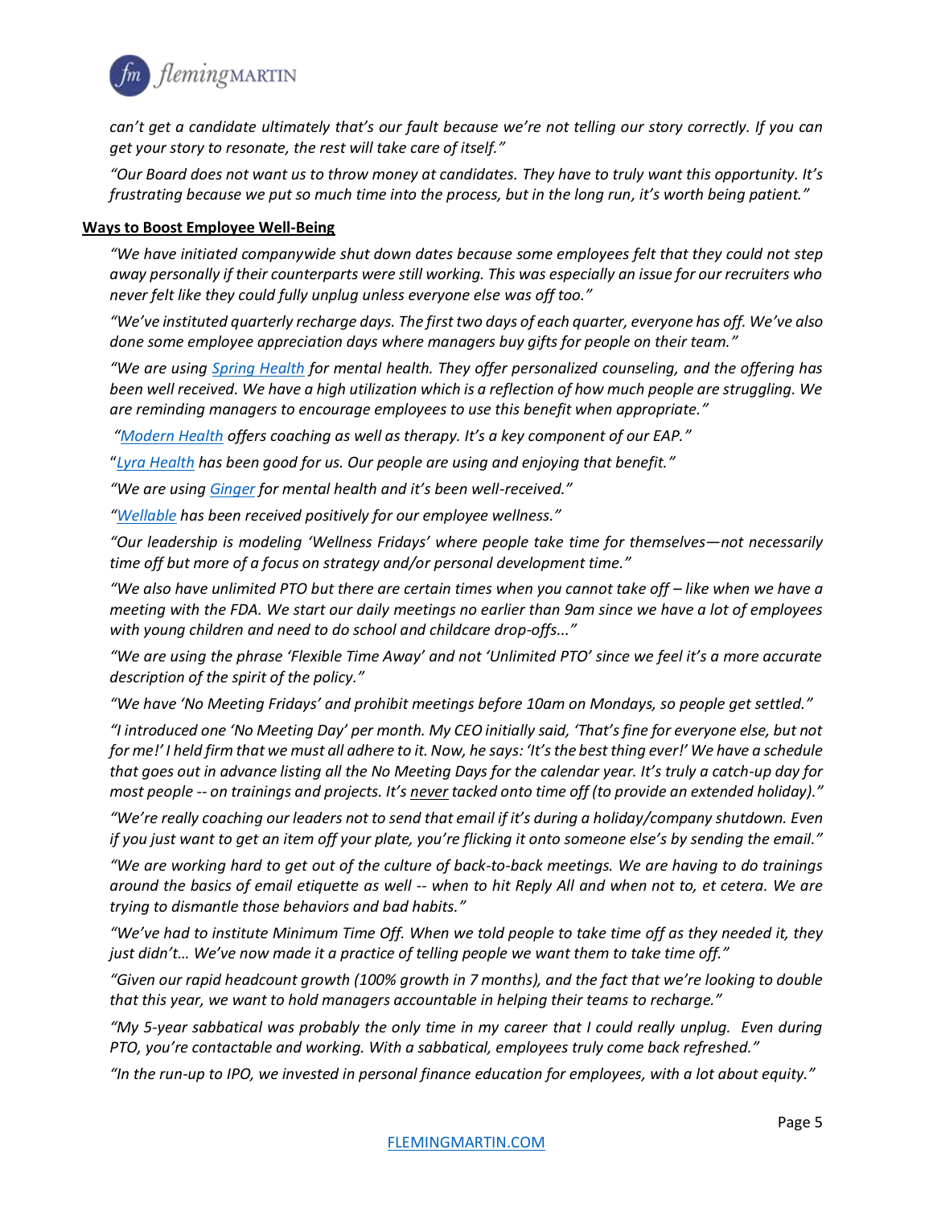*can't get a candidate ultimately that's our fault because we're not telling our story correctly. If you can get your story to resonate, the rest will take care of itself."*

*"Our Board does not want us to throw money at candidates. They have to truly want this opportunity. It's frustrating because we put so much time into the process, but in the long run, it's worth being patient."*

**Ways to Boost Employee Well-Being**

*"We have initiated companywide shut down dates because some employees felt that they could not step away personally if their counterparts were still working. This was especially an issue for our recruiters who never felt like they could fully unplug unless everyone else was off too."*

*"We've instituted quarterly recharge days. The first two days of each quarter, everyone has off. We've also done some employee appreciation days where managers buy gifts for people on their team."*

*"We are using Spring Health for mental health. They offer personalized counseling, and the offering has been well received. We have a high utilization which is a reflection of how much people are struggling. We are reminding managers to encourage employees to use this benefit when appropriate."*

*"Modern Health offers coaching as well as therapy. It's a key component of our EAP."*

*"Lyra Health has been good for us. Our people are using and enjoying that benefit."*

*"We are using Ginger for mental health and it's been well-received."*

*"Wellable has been received positively for our employee wellness."*

*"Our leadership is modeling 'Wellness Fridays' where people take time for themselves—not necessarily time off but more of a focus on strategy and/or personal development time."*

*"We also have unlimited PTO but there are certain times when you cannot take off – like when we have a meeting with the FDA. We start our daily meetings no earlier than 9am since we have a lot of employees with young children and need to do school and childcare drop-offs..."*

*"We are using the phrase 'Flexible Time Away' and not 'Unlimited PTO' since we feel it's a more accurate description of the spirit of the policy."*

*"We have 'No Meeting Fridays' and prohibit meetings before 10am on Mondays, so people get settled."*

*"I introduced one 'No Meeting Day' per month. My CEO initially said, 'That's fine for everyone else, but not for me!' I held firm that we must all adhere to it. Now, he says: 'It's the best thing ever!' We have a schedule that goes out in advance listing all the No Meeting Days for the calendar year. It's truly a catch-up day for most people -- on trainings and projects. It's never tacked onto time off (to provide an extended holiday)."*

*"We're really coaching our leaders not to send that email if it's during a holiday/company shutdown. Even if you just want to get an item off your plate, you're flicking it onto someone else's by sending the email."*

*"We are working hard to get out of the culture of back-to-back meetings. We are having to do trainings around the basics of email etiquette as well -- when to hit Reply All and when not to, et cetera. We are trying to dismantle those behaviors and bad habits."*

*"We've had to institute Minimum Time Off. When we told people to take time off as they needed it, they just didn't… We've now made it a practice of telling people we want them to take time off."*

*"Given our rapid headcount growth (100% growth in 7 months), and the fact that we're looking to double that this year, we want to hold managers accountable in helping their teams to recharge."*

*"My 5-year sabbatical was probably the only time in my career that I could really unplug. Even during PTO, you're contactable and working. With a sabbatical, employees truly come back refreshed."*

*"In the run-up to IPO, we invested in personal finance education for employees, with a lot about equity."*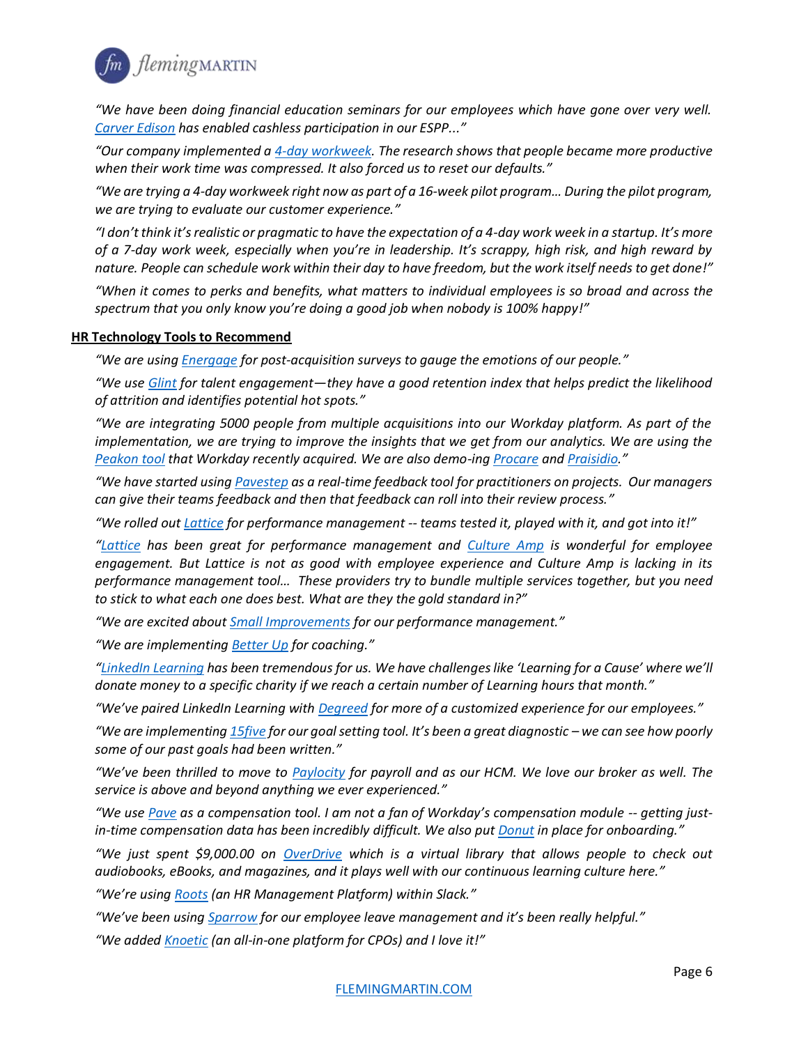*"We have been doing financial education seminars for our employees which have gone over very well. Carver Edison has enabled cashless participation in our ESPP..."*

*"Our company implemented a 4-day workweek. The research shows that people became more productive when their work time was compressed. It also forced us to reset our defaults."*

*"We are trying a 4-day workweek right now as part of a 16-week pilot program… During the pilot program, we are trying to evaluate our customer experience."*

*"I don't think it's realistic or pragmatic to have the expectation of a 4-day work week in a startup. It's more of a 7-day work week, especially when you're in leadership. It's scrappy, high risk, and high reward by nature. People can schedule work within their day to have freedom, but the work itself needs to get done!"*

*"When it comes to perks and benefits, what matters to individual employees is so broad and across the spectrum that you only know you're doing a good job when nobody is 100% happy!"*

**HR Technology Tools to Recommend**

*"We are using Energage for post-acquisition surveys to gauge the emotions of our people."*

*"We use Glint for talent engagement—they have a good retention index that helps predict the likelihood of attrition and identifies potential hot spots."*

*"We are integrating 5000 people from multiple acquisitions into our Workday platform. As part of the implementation, we are trying to improve the insights that we get from our analytics. We are using the Peakon tool that Workday recently acquired. We are also demo-ing Procare and Praisidio."*

*"We have started using Pavestep as a real-time feedback tool for practitioners on projects. Our managers can give their teams feedback and then that feedback can roll into their review process."*

*"We rolled out Lattice for performance management -- teams tested it, played with it, and got into it!"*

*"Lattice has been great for performance management and Culture Amp is wonderful for employee engagement. But Lattice is not as good with employee experience and Culture Amp is lacking in its performance management tool… These providers try to bundle multiple services together, but you need to stick to what each one does best. What are they the gold standard in?"*

*"We are excited about Small Improvements for our performance management."*

*"We are implementing Better Up for coaching."*

*"LinkedIn Learning has been tremendous for us. We have challenges like 'Learning for a Cause' where we'll donate money to a specific charity if we reach a certain number of Learning hours that month."*

*"We've paired LinkedIn Learning with Degreed for more of a customized experience for our employees."*

*"We are implementing 15five for our goal setting tool. It's been a great diagnostic – we can see how poorly some of our past goals had been written."*

*"We've been thrilled to move to Paylocity for payroll and as our HCM. We love our broker as well. The service is above and beyond anything we ever experienced."*

*"We use Pave as a compensation tool. I am not a fan of Workday's compensation module -- getting just-in-time compensation data has been incredibly difficult. We also put Donut in place for onboarding."*

*"We just spent $9,000.00 on OverDrive which is a virtual library that allows people to check out audiobooks, eBooks, and magazines, and it plays well with our continuous learning culture here."*

*"We're using Roots (an HR Management Platform) within Slack."*

*"We've been using Sparrow for our employee leave management and it's been really helpful."*

*"We added Knoetic (an all-in-one platform for CPOs) and I love it!"*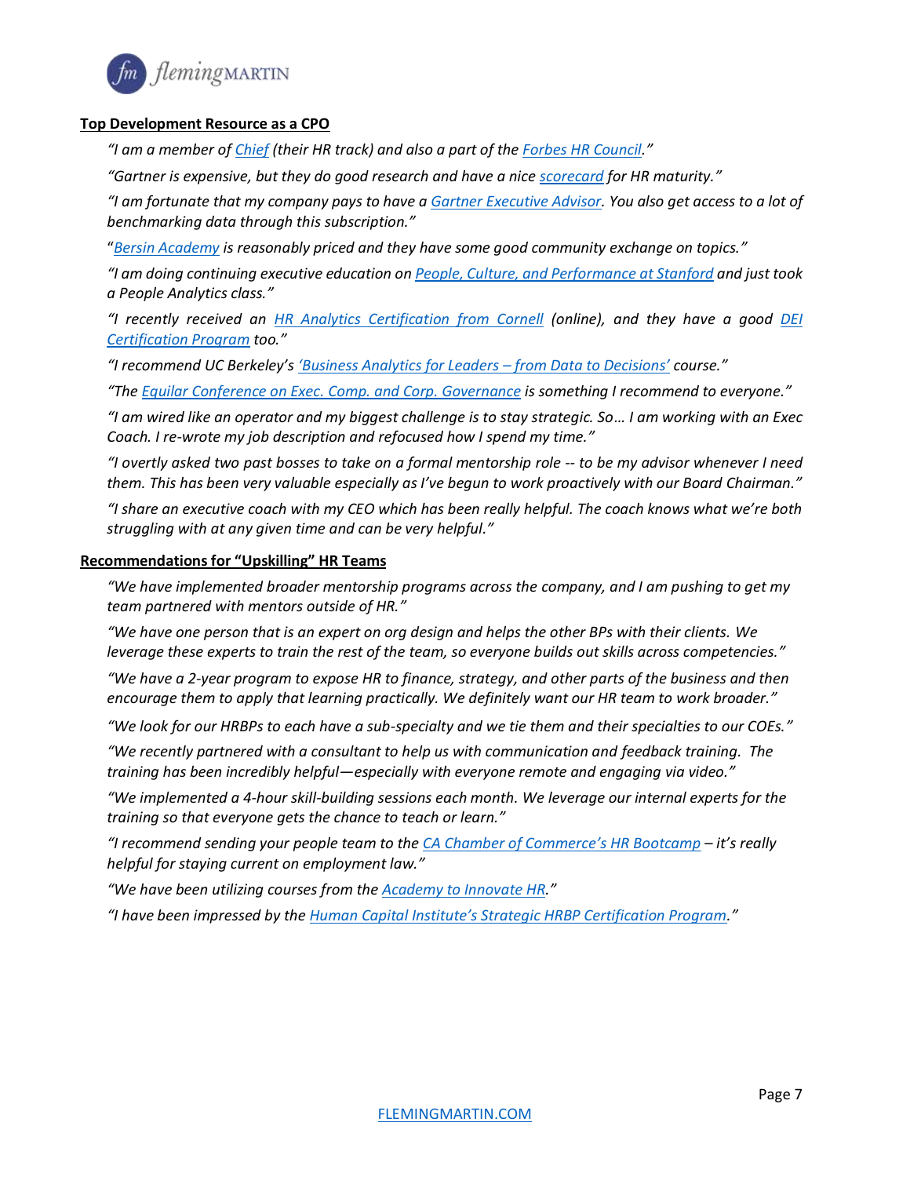## Top Development Resource as a CPO

*"I am a member of Chief (their HR track) and also a part of the Forbes HR Council."*

*"Gartner is expensive, but they do good research and have a nice scorecard for HR maturity."*

*"I am fortunate that my company pays to have a Gartner Executive Advisor. You also get access to a lot of benchmarking data through this subscription."*

*"Bersin Academy is reasonably priced and they have some good community exchange on topics."*

*"I am doing continuing executive education on People, Culture, and Performance at Stanford and just took a People Analytics class."*

*"I recently received an HR Analytics Certification from Cornell (online), and they have a good DEI Certification Program too."*

*"I recommend UC Berkeley's 'Business Analytics for Leaders – from Data to Decisions' course."*

*"The Equilar Conference on Exec. Comp. and Corp. Governance is something I recommend to everyone."*

*"I am wired like an operator and my biggest challenge is to stay strategic. So… I am working with an Exec Coach. I re-wrote my job description and refocused how I spend my time."*

*"I overtly asked two past bosses to take on a formal mentorship role -- to be my advisor whenever I need them. This has been very valuable especially as I've begun to work proactively with our Board Chairman."*

*"I share an executive coach with my CEO which has been really helpful. The coach knows what we're both struggling with at any given time and can be very helpful."*

## Recommendations for "Upskilling" HR Teams

*"We have implemented broader mentorship programs across the company, and I am pushing to get my team partnered with mentors outside of HR."*

*"We have one person that is an expert on org design and helps the other BPs with their clients. We leverage these experts to train the rest of the team, so everyone builds out skills across competencies."*

*"We have a 2-year program to expose HR to finance, strategy, and other parts of the business and then encourage them to apply that learning practically. We definitely want our HR team to work broader."*

*"We look for our HRBPs to each have a sub-specialty and we tie them and their specialties to our COEs."*

*"We recently partnered with a consultant to help us with communication and feedback training. The training has been incredibly helpful—especially with everyone remote and engaging via video."*

*"We implemented a 4-hour skill-building sessions each month. We leverage our internal experts for the training so that everyone gets the chance to teach or learn."*

*"I recommend sending your people team to the CA Chamber of Commerce's HR Bootcamp – it's really helpful for staying current on employment law."*

*"We have been utilizing courses from the Academy to Innovate HR."*

*"I have been impressed by the Human Capital Institute's Strategic HRBP Certification Program."*